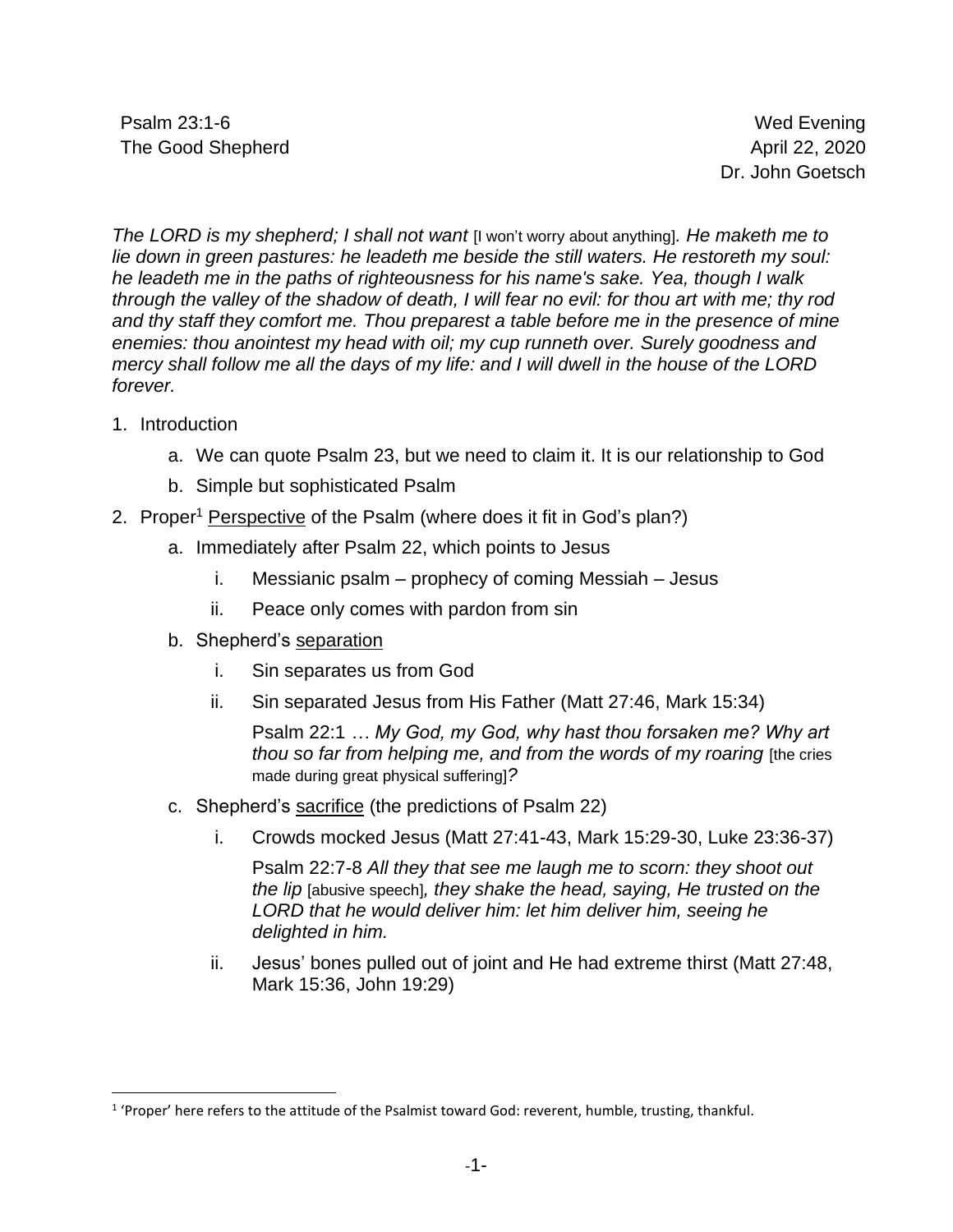Psalm 23:1-6 — Wed Evening

The Good Shepherd — April 22, 2020

Dr. John Goetsch

*The LORD is my shepherd; I shall not want* [I won't worry about anything]*. He maketh me to lie down in green pastures: he leadeth me beside the still waters. He restoreth my soul: he leadeth me in the paths of righteousness for his name's sake. Yea, though I walk through the valley of the shadow of death, I will fear no evil: for thou art with me; thy rod and thy staff they comfort me. Thou preparest a table before me in the presence of mine enemies: thou anointest my head with oil; my cup runneth over. Surely goodness and mercy shall follow me all the days of my life: and I will dwell in the house of the LORD forever.*

1. Introduction
   a. We can quote Psalm 23, but we need to claim it. It is our relationship to God
   b. Simple but sophisticated Psalm
2. Proper[1] Perspective of the Psalm (where does it fit in God's plan?)
   a. Immediately after Psalm 22, which points to Jesus
      i. Messianic psalm – prophecy of coming Messiah – Jesus
      ii. Peace only comes with pardon from sin
   b. Shepherd's separation
      i. Sin separates us from God
      ii. Sin separated Jesus from His Father (Matt 27:46, Mark 15:34)

         Psalm 22:1 *… My God, my God, why hast thou forsaken me? Why art thou so far from helping me, and from the words of my roaring* [the cries made during great physical suffering]*?*
   c. Shepherd's sacrifice (the predictions of Psalm 22)
      i. Crowds mocked Jesus (Matt 27:41-43, Mark 15:29-30, Luke 23:36-37)

         Psalm 22:7-8 *All they that see me laugh me to scorn: they shoot out the lip* [abusive speech]*, they shake the head, saying, He trusted on the LORD that he would deliver him: let him deliver him, seeing he delighted in him.*
      ii. Jesus' bones pulled out of joint and He had extreme thirst (Matt 27:48, Mark 15:36, John 19:29)

---

[1] 'Proper' here refers to the attitude of the Psalmist toward God: reverent, humble, trusting, thankful.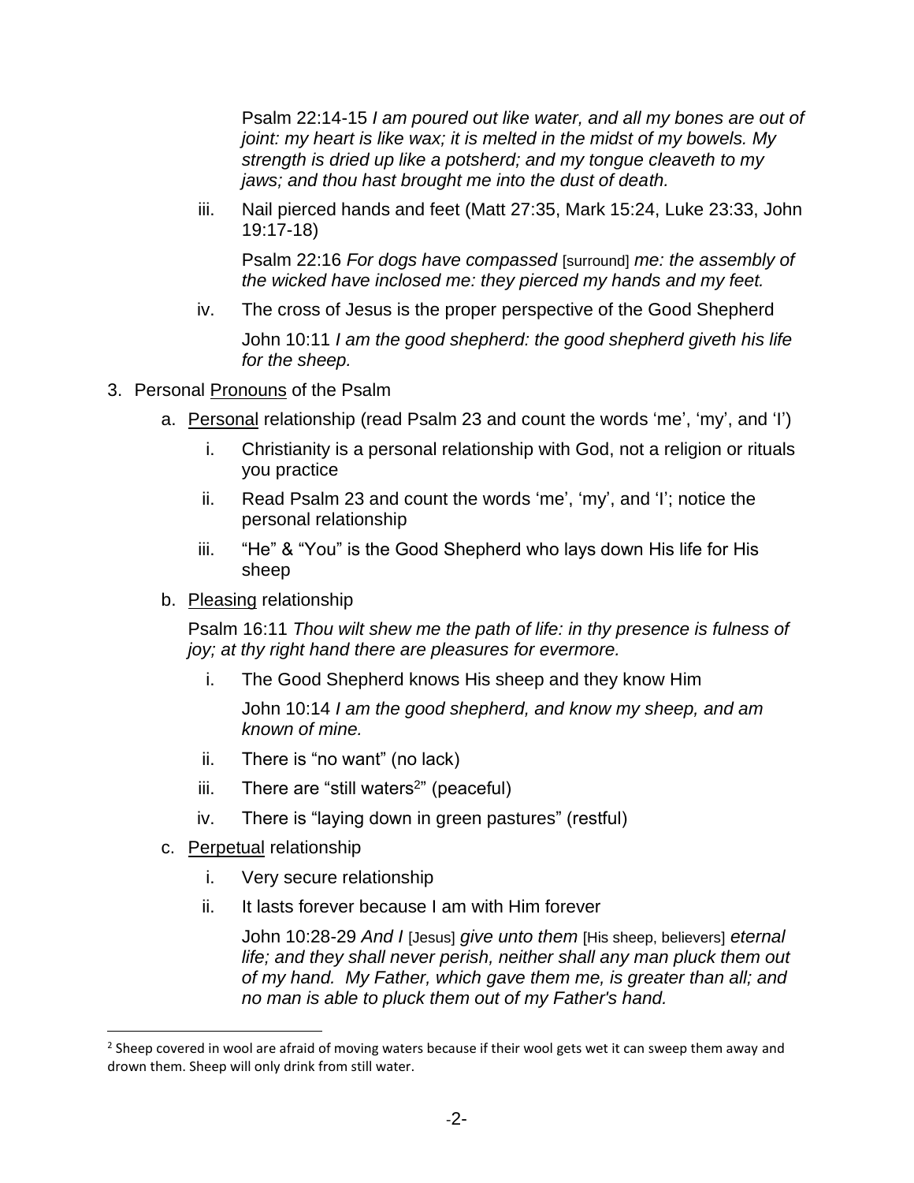Psalm 22:14-15 *I am poured out like water, and all my bones are out of joint: my heart is like wax; it is melted in the midst of my bowels. My strength is dried up like a potsherd; and my tongue cleaveth to my jaws; and thou hast brought me into the dust of death.*

iii. Nail pierced hands and feet (Matt 27:35, Mark 15:24, Luke 23:33, John 19:17-18)

Psalm 22:16 *For dogs have compassed* [surround] *me: the assembly of the wicked have inclosed me: they pierced my hands and my feet.*

iv. The cross of Jesus is the proper perspective of the Good Shepherd

John 10:11 *I am the good shepherd: the good shepherd giveth his life for the sheep.*

3. Personal <u>Pronouns</u> of the Psalm

a. <u>Personal</u> relationship (read Psalm 23 and count the words 'me', 'my', and 'I')

i. Christianity is a personal relationship with God, not a religion or rituals you practice

ii. Read Psalm 23 and count the words 'me', 'my', and 'I'; notice the personal relationship

iii. "He" & "You" is the Good Shepherd who lays down His life for His sheep

b. <u>Pleasing</u> relationship

Psalm 16:11 *Thou wilt shew me the path of life: in thy presence is fulness of joy; at thy right hand there are pleasures for evermore.*

i. The Good Shepherd knows His sheep and they know Him

John 10:14 *I am the good shepherd, and know my sheep, and am known of mine.*

ii. There is "no want" (no lack)

iii. There are "still waters[2]" (peaceful)

iv. There is "laying down in green pastures" (restful)

c. <u>Perpetual</u> relationship

i. Very secure relationship

ii. It lasts forever because I am with Him forever

John 10:28-29 *And I* [Jesus] *give unto them* [His sheep, believers] *eternal life; and they shall never perish, neither shall any man pluck them out of my hand. My Father, which gave them me, is greater than all; and no man is able to pluck them out of my Father's hand.*

[2] Sheep covered in wool are afraid of moving waters because if their wool gets wet it can sweep them away and drown them. Sheep will only drink from still water.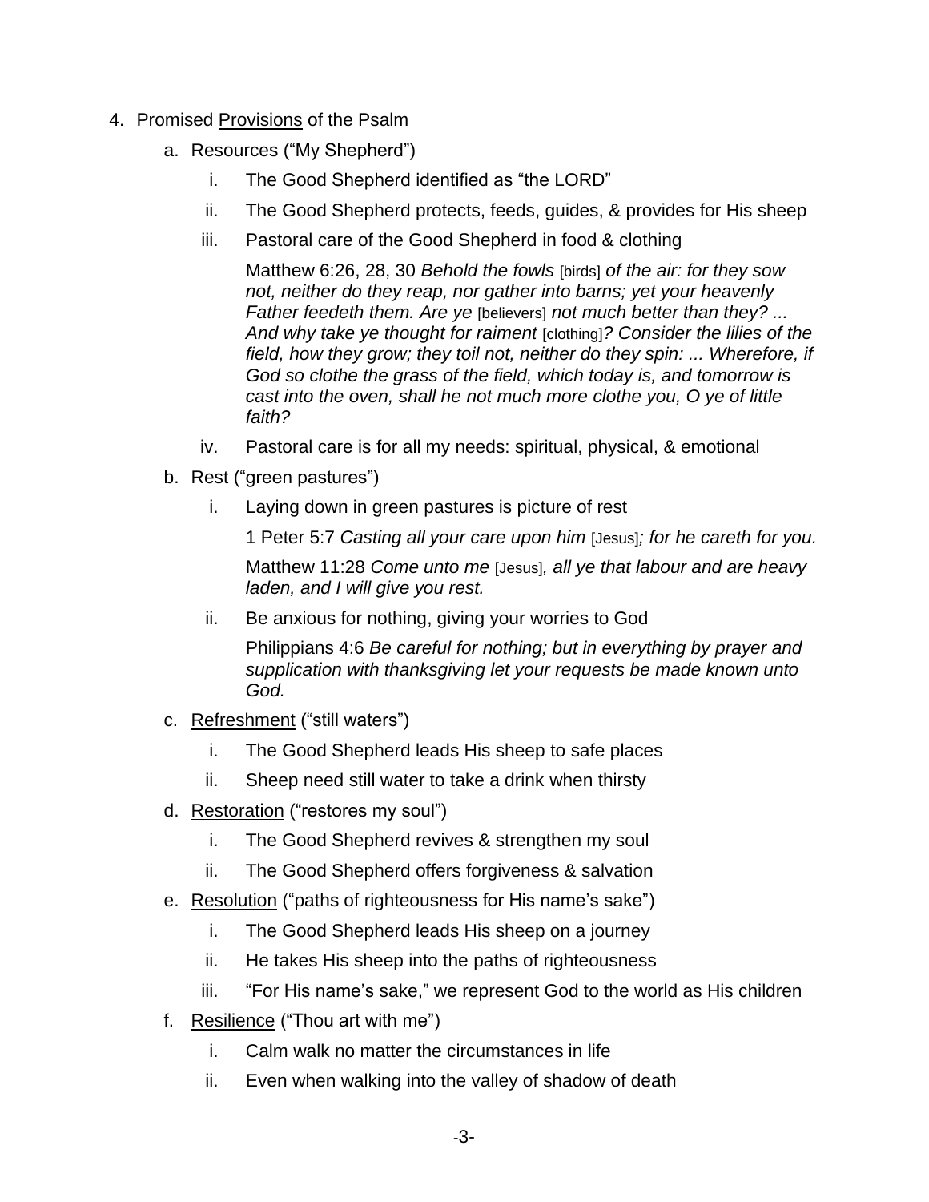4. Promised <u>Provisions</u> of the Psalm

   a. <u>Resources</u> ("My Shepherd")

      i. The Good Shepherd identified as "the LORD"

      ii. The Good Shepherd protects, feeds, guides, & provides for His sheep

      iii. Pastoral care of the Good Shepherd in food & clothing

         Matthew 6:26, 28, 30 *Behold the fowls* [birds] *of the air: for they sow not, neither do they reap, nor gather into barns; yet your heavenly Father feedeth them. Are ye* [believers] *not much better than they? ... And why take ye thought for raiment* [clothing]*? Consider the lilies of the field, how they grow; they toil not, neither do they spin: ... Wherefore, if God so clothe the grass of the field, which today is, and tomorrow is cast into the oven, shall he not much more clothe you, O ye of little faith?*

      iv. Pastoral care is for all my needs: spiritual, physical, & emotional

   b. <u>Rest</u> ("green pastures")

      i. Laying down in green pastures is picture of rest

         1 Peter 5:7 *Casting all your care upon him* [Jesus]*; for he careth for you.*

         Matthew 11:28 *Come unto me* [Jesus]*, all ye that labour and are heavy laden, and I will give you rest.*

      ii. Be anxious for nothing, giving your worries to God

         Philippians 4:6 *Be careful for nothing; but in everything by prayer and supplication with thanksgiving let your requests be made known unto God.*

   c. <u>Refreshment</u> ("still waters")

      i. The Good Shepherd leads His sheep to safe places

      ii. Sheep need still water to take a drink when thirsty

   d. <u>Restoration</u> ("restores my soul")

      i. The Good Shepherd revives & strengthen my soul

      ii. The Good Shepherd offers forgiveness & salvation

   e. <u>Resolution</u> ("paths of righteousness for His name's sake")

      i. The Good Shepherd leads His sheep on a journey

      ii. He takes His sheep into the paths of righteousness

      iii. "For His name's sake," we represent God to the world as His children

   f. <u>Resilience</u> ("Thou art with me")

      i. Calm walk no matter the circumstances in life

      ii. Even when walking into the valley of shadow of death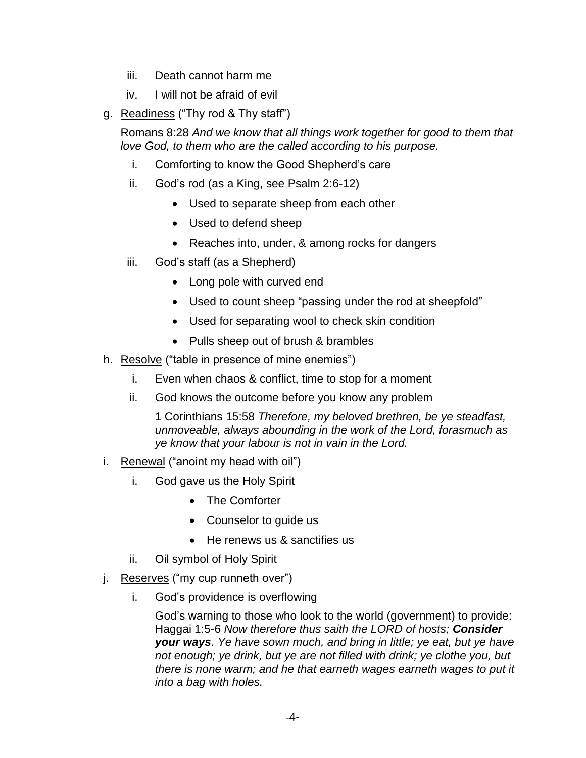iii. Death cannot harm me

   iv. I will not be afraid of evil

g. <u>Readiness</u> ("Thy rod & Thy staff")

   Romans 8:28 *And we know that all things work together for good to them that love God, to them who are the called according to his purpose.*

   i. Comforting to know the Good Shepherd's care

   ii. God's rod (as a King, see Psalm 2:6-12)

      - Used to separate sheep from each other
      - Used to defend sheep
      - Reaches into, under, & among rocks for dangers

   iii. God's staff (as a Shepherd)

      - Long pole with curved end
      - Used to count sheep "passing under the rod at sheepfold"
      - Used for separating wool to check skin condition
      - Pulls sheep out of brush & brambles

h. <u>Resolve</u> ("table in presence of mine enemies")

   i. Even when chaos & conflict, time to stop for a moment

   ii. God knows the outcome before you know any problem

      1 Corinthians 15:58 *Therefore, my beloved brethren, be ye steadfast, unmoveable, always abounding in the work of the Lord, forasmuch as ye know that your labour is not in vain in the Lord.*

i. <u>Renewal</u> ("anoint my head with oil")

   i. God gave us the Holy Spirit

      - The Comforter
      - Counselor to guide us
      - He renews us & sanctifies us

   ii. Oil symbol of Holy Spirit

j. <u>Reserves</u> ("my cup runneth over")

   i. God's providence is overflowing

      God's warning to those who look to the world (government) to provide: Haggai 1:5-6 *Now therefore thus saith the LORD of hosts; **Consider your ways**. Ye have sown much, and bring in little; ye eat, but ye have not enough; ye drink, but ye are not filled with drink; ye clothe you, but there is none warm; and he that earneth wages earneth wages to put it into a bag with holes.*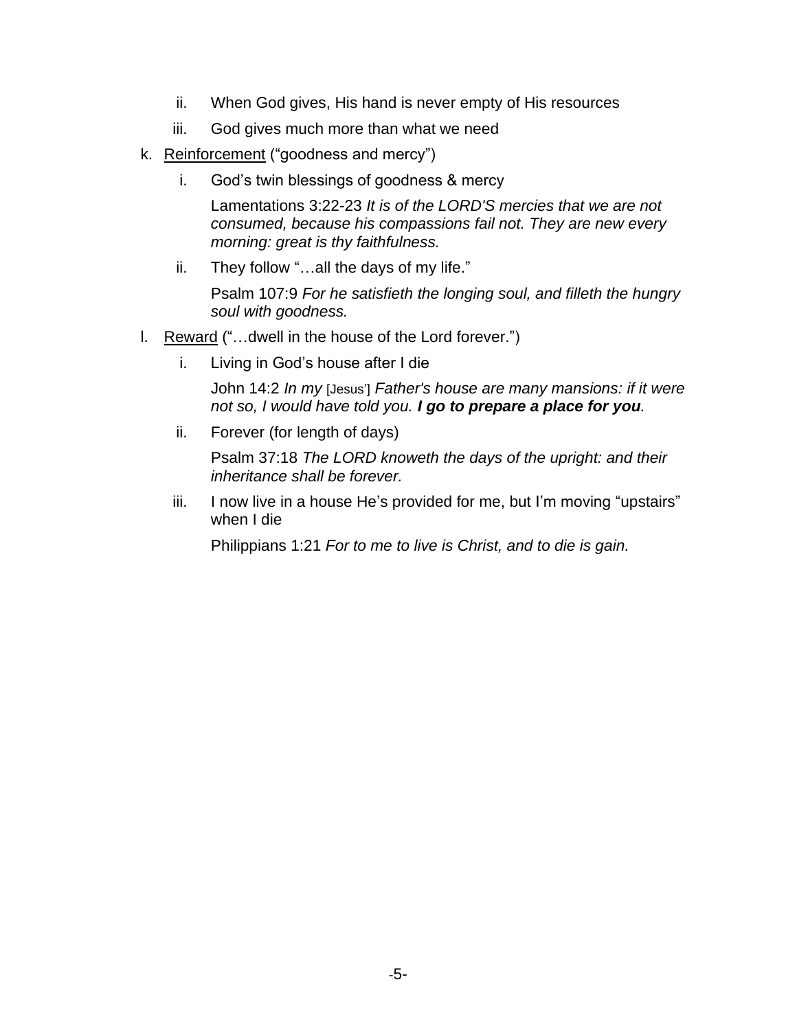ii. When God gives, His hand is never empty of His resources

   iii. God gives much more than what we need

k. <u>Reinforcement</u> ("goodness and mercy")

   i. God's twin blessings of goodness & mercy

      Lamentations 3:22-23 *It is of the LORD'S mercies that we are not consumed, because his compassions fail not. They are new every morning: great is thy faithfulness.*

   ii. They follow "…all the days of my life."

      Psalm 107:9 *For he satisfieth the longing soul, and filleth the hungry soul with goodness.*

l. <u>Reward</u> ("…dwell in the house of the Lord forever.")

   i. Living in God's house after I die

      John 14:2 *In my* [Jesus'] *Father's house are many mansions: if it were not so, I would have told you.* ***I go to prepare a place for you****.*

   ii. Forever (for length of days)

      Psalm 37:18 *The LORD knoweth the days of the upright: and their inheritance shall be forever.*

   iii. I now live in a house He's provided for me, but I'm moving "upstairs" when I die

      Philippians 1:21 *For to me to live is Christ, and to die is gain.*